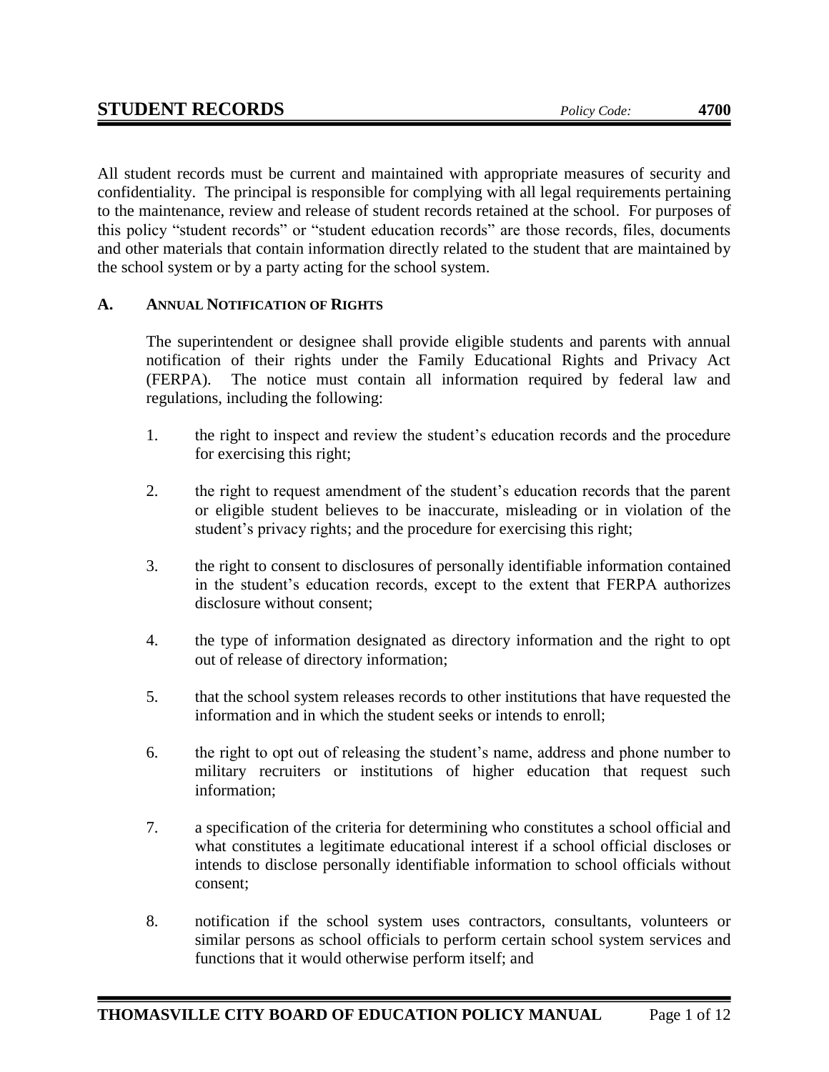# STUDENT RECORDS

*Policy Code:* **4700**

All student records must be current and maintained with appropriate measures of security and confidentiality. The principal is responsible for complying with all legal requirements pertaining to the maintenance, review and release of student records retained at the school. For purposes of this policy "student records" or "student education records" are those records, files, documents and other materials that contain information directly related to the student that are maintained by the school system or by a party acting for the school system.

## A. ANNUAL NOTIFICATION OF RIGHTS

The superintendent or designee shall provide eligible students and parents with annual notification of their rights under the Family Educational Rights and Privacy Act (FERPA). The notice must contain all information required by federal law and regulations, including the following:

1. the right to inspect and review the student's education records and the procedure for exercising this right;
2. the right to request amendment of the student's education records that the parent or eligible student believes to be inaccurate, misleading or in violation of the student's privacy rights; and the procedure for exercising this right;
3. the right to consent to disclosures of personally identifiable information contained in the student's education records, except to the extent that FERPA authorizes disclosure without consent;
4. the type of information designated as directory information and the right to opt out of release of directory information;
5. that the school system releases records to other institutions that have requested the information and in which the student seeks or intends to enroll;
6. the right to opt out of releasing the student's name, address and phone number to military recruiters or institutions of higher education that request such information;
7. a specification of the criteria for determining who constitutes a school official and what constitutes a legitimate educational interest if a school official discloses or intends to disclose personally identifiable information to school officials without consent;
8. notification if the school system uses contractors, consultants, volunteers or similar persons as school officials to perform certain school system services and functions that it would otherwise perform itself; and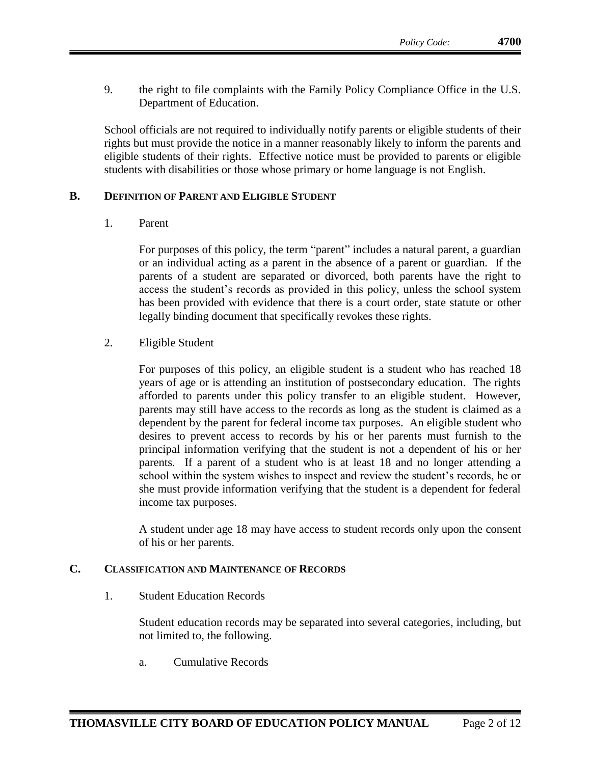9. the right to file complaints with the Family Policy Compliance Office in the U.S. Department of Education.

School officials are not required to individually notify parents or eligible students of their rights but must provide the notice in a manner reasonably likely to inform the parents and eligible students of their rights. Effective notice must be provided to parents or eligible students with disabilities or those whose primary or home language is not English.

## B. DEFINITION OF PARENT AND ELIGIBLE STUDENT

1. Parent

   For purposes of this policy, the term "parent" includes a natural parent, a guardian or an individual acting as a parent in the absence of a parent or guardian. If the parents of a student are separated or divorced, both parents have the right to access the student's records as provided in this policy, unless the school system has been provided with evidence that there is a court order, state statute or other legally binding document that specifically revokes these rights.

2. Eligible Student

   For purposes of this policy, an eligible student is a student who has reached 18 years of age or is attending an institution of postsecondary education. The rights afforded to parents under this policy transfer to an eligible student. However, parents may still have access to the records as long as the student is claimed as a dependent by the parent for federal income tax purposes. An eligible student who desires to prevent access to records by his or her parents must furnish to the principal information verifying that the student is not a dependent of his or her parents. If a parent of a student who is at least 18 and no longer attending a school within the system wishes to inspect and review the student's records, he or she must provide information verifying that the student is a dependent for federal income tax purposes.

   A student under age 18 may have access to student records only upon the consent of his or her parents.

## C. CLASSIFICATION AND MAINTENANCE OF RECORDS

1. Student Education Records

   Student education records may be separated into several categories, including, but not limited to, the following.

   a. Cumulative Records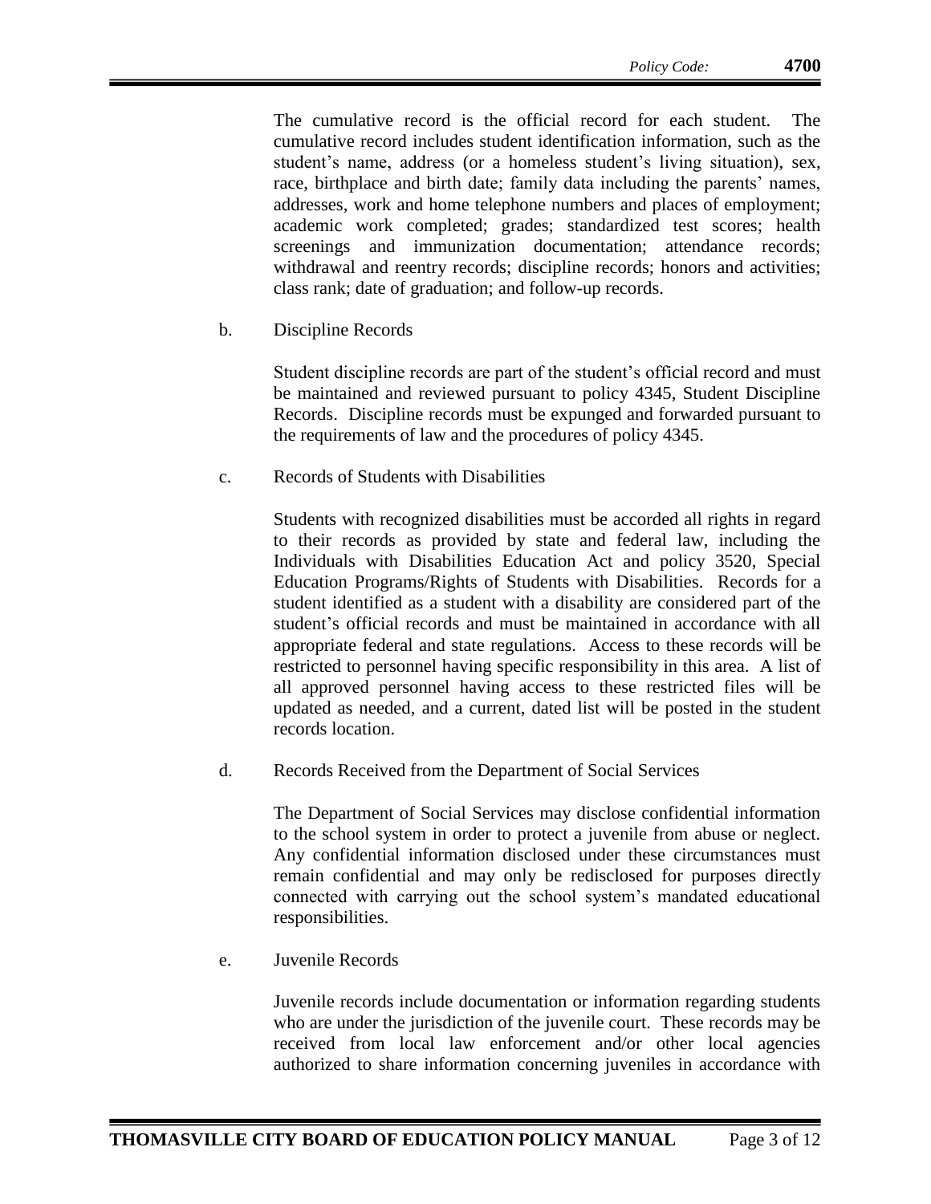The cumulative record is the official record for each student. The cumulative record includes student identification information, such as the student's name, address (or a homeless student's living situation), sex, race, birthplace and birth date; family data including the parents' names, addresses, work and home telephone numbers and places of employment; academic work completed; grades; standardized test scores; health screenings and immunization documentation; attendance records; withdrawal and reentry records; discipline records; honors and activities; class rank; date of graduation; and follow-up records.

b. Discipline Records

Student discipline records are part of the student's official record and must be maintained and reviewed pursuant to policy 4345, Student Discipline Records. Discipline records must be expunged and forwarded pursuant to the requirements of law and the procedures of policy 4345.

c. Records of Students with Disabilities

Students with recognized disabilities must be accorded all rights in regard to their records as provided by state and federal law, including the Individuals with Disabilities Education Act and policy 3520, Special Education Programs/Rights of Students with Disabilities. Records for a student identified as a student with a disability are considered part of the student's official records and must be maintained in accordance with all appropriate federal and state regulations. Access to these records will be restricted to personnel having specific responsibility in this area. A list of all approved personnel having access to these restricted files will be updated as needed, and a current, dated list will be posted in the student records location.

d. Records Received from the Department of Social Services

The Department of Social Services may disclose confidential information to the school system in order to protect a juvenile from abuse or neglect. Any confidential information disclosed under these circumstances must remain confidential and may only be redisclosed for purposes directly connected with carrying out the school system's mandated educational responsibilities.

e. Juvenile Records

Juvenile records include documentation or information regarding students who are under the jurisdiction of the juvenile court. These records may be received from local law enforcement and/or other local agencies authorized to share information concerning juveniles in accordance with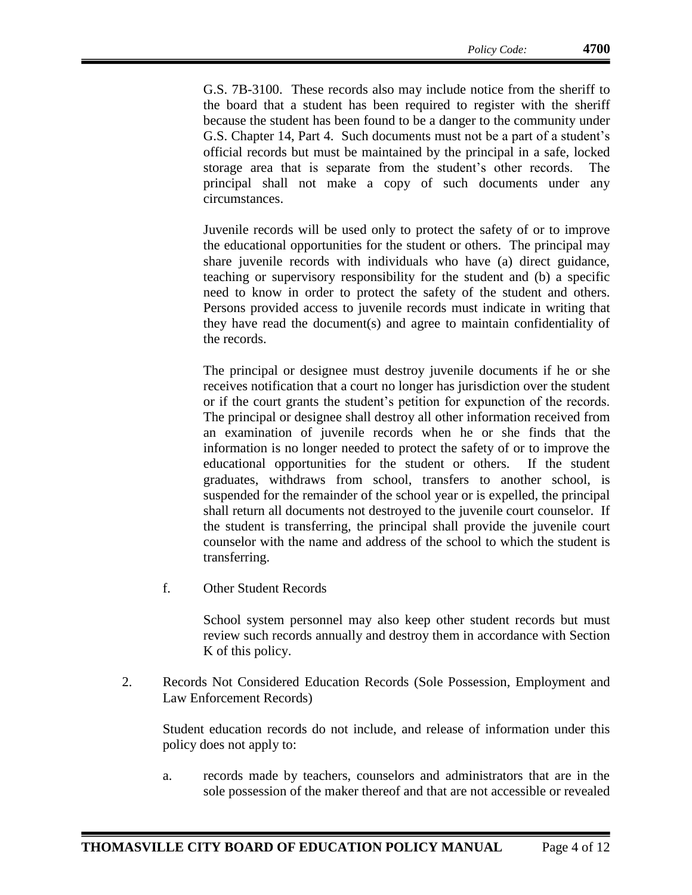G.S. 7B-3100. These records also may include notice from the sheriff to the board that a student has been required to register with the sheriff because the student has been found to be a danger to the community under G.S. Chapter 14, Part 4. Such documents must not be a part of a student's official records but must be maintained by the principal in a safe, locked storage area that is separate from the student's other records. The principal shall not make a copy of such documents under any circumstances.

Juvenile records will be used only to protect the safety of or to improve the educational opportunities for the student or others. The principal may share juvenile records with individuals who have (a) direct guidance, teaching or supervisory responsibility for the student and (b) a specific need to know in order to protect the safety of the student and others. Persons provided access to juvenile records must indicate in writing that they have read the document(s) and agree to maintain confidentiality of the records.

The principal or designee must destroy juvenile documents if he or she receives notification that a court no longer has jurisdiction over the student or if the court grants the student's petition for expunction of the records. The principal or designee shall destroy all other information received from an examination of juvenile records when he or she finds that the information is no longer needed to protect the safety of or to improve the educational opportunities for the student or others. If the student graduates, withdraws from school, transfers to another school, is suspended for the remainder of the school year or is expelled, the principal shall return all documents not destroyed to the juvenile court counselor. If the student is transferring, the principal shall provide the juvenile court counselor with the name and address of the school to which the student is transferring.

f. Other Student Records

School system personnel may also keep other student records but must review such records annually and destroy them in accordance with Section K of this policy.

2. Records Not Considered Education Records (Sole Possession, Employment and Law Enforcement Records)

Student education records do not include, and release of information under this policy does not apply to:

a. records made by teachers, counselors and administrators that are in the sole possession of the maker thereof and that are not accessible or revealed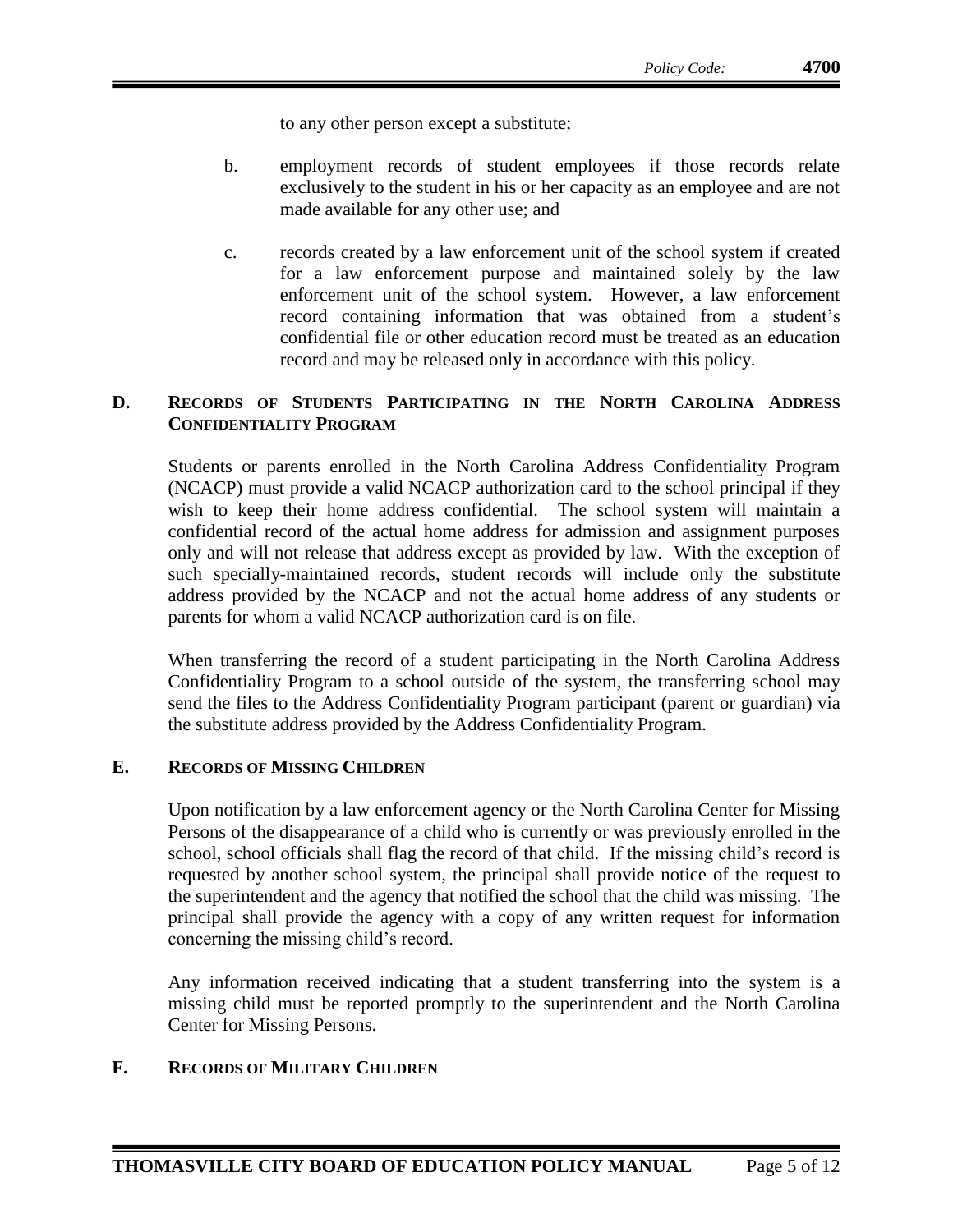to any other person except a substitute;

b. employment records of student employees if those records relate exclusively to the student in his or her capacity as an employee and are not made available for any other use; and

c. records created by a law enforcement unit of the school system if created for a law enforcement purpose and maintained solely by the law enforcement unit of the school system. However, a law enforcement record containing information that was obtained from a student's confidential file or other education record must be treated as an education record and may be released only in accordance with this policy.

## D. Records of Students Participating in the North Carolina Address Confidentiality Program

Students or parents enrolled in the North Carolina Address Confidentiality Program (NCACP) must provide a valid NCACP authorization card to the school principal if they wish to keep their home address confidential. The school system will maintain a confidential record of the actual home address for admission and assignment purposes only and will not release that address except as provided by law. With the exception of such specially-maintained records, student records will include only the substitute address provided by the NCACP and not the actual home address of any students or parents for whom a valid NCACP authorization card is on file.

When transferring the record of a student participating in the North Carolina Address Confidentiality Program to a school outside of the system, the transferring school may send the files to the Address Confidentiality Program participant (parent or guardian) via the substitute address provided by the Address Confidentiality Program.

## E. Records of Missing Children

Upon notification by a law enforcement agency or the North Carolina Center for Missing Persons of the disappearance of a child who is currently or was previously enrolled in the school, school officials shall flag the record of that child. If the missing child's record is requested by another school system, the principal shall provide notice of the request to the superintendent and the agency that notified the school that the child was missing. The principal shall provide the agency with a copy of any written request for information concerning the missing child's record.

Any information received indicating that a student transferring into the system is a missing child must be reported promptly to the superintendent and the North Carolina Center for Missing Persons.

## F. Records of Military Children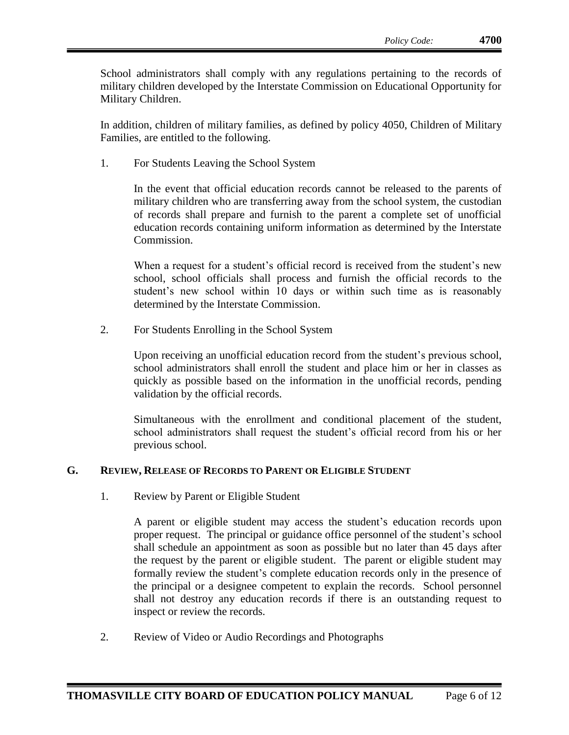School administrators shall comply with any regulations pertaining to the records of military children developed by the Interstate Commission on Educational Opportunity for Military Children.

In addition, children of military families, as defined by policy 4050, Children of Military Families, are entitled to the following.

1. For Students Leaving the School System

   In the event that official education records cannot be released to the parents of military children who are transferring away from the school system, the custodian of records shall prepare and furnish to the parent a complete set of unofficial education records containing uniform information as determined by the Interstate Commission.

   When a request for a student's official record is received from the student's new school, school officials shall process and furnish the official records to the student's new school within 10 days or within such time as is reasonably determined by the Interstate Commission.

2. For Students Enrolling in the School System

   Upon receiving an unofficial education record from the student's previous school, school administrators shall enroll the student and place him or her in classes as quickly as possible based on the information in the unofficial records, pending validation by the official records.

   Simultaneous with the enrollment and conditional placement of the student, school administrators shall request the student's official record from his or her previous school.

## G. REVIEW, RELEASE OF RECORDS TO PARENT OR ELIGIBLE STUDENT

1. Review by Parent or Eligible Student

   A parent or eligible student may access the student's education records upon proper request. The principal or guidance office personnel of the student's school shall schedule an appointment as soon as possible but no later than 45 days after the request by the parent or eligible student. The parent or eligible student may formally review the student's complete education records only in the presence of the principal or a designee competent to explain the records. School personnel shall not destroy any education records if there is an outstanding request to inspect or review the records.

2. Review of Video or Audio Recordings and Photographs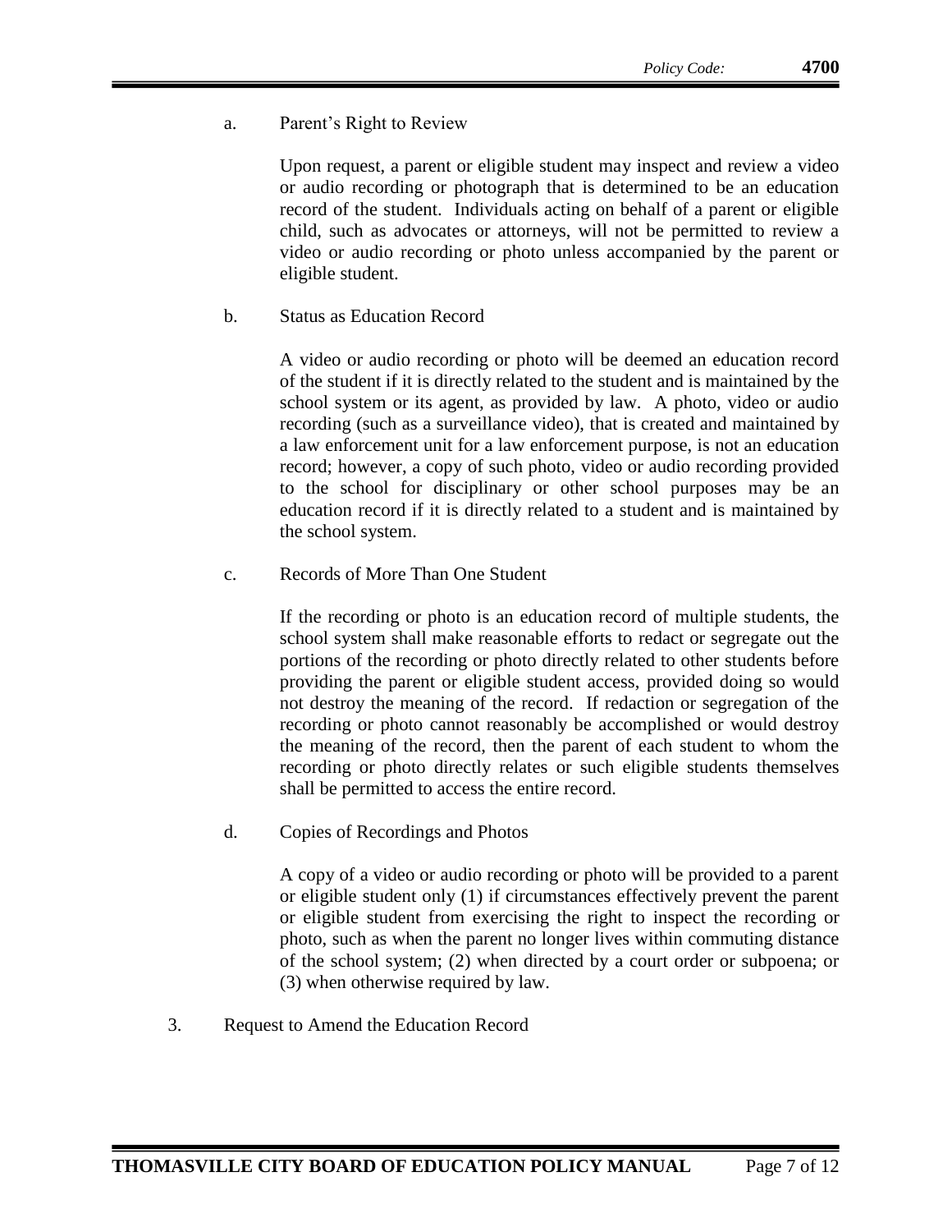a. Parent's Right to Review

Upon request, a parent or eligible student may inspect and review a video or audio recording or photograph that is determined to be an education record of the student. Individuals acting on behalf of a parent or eligible child, such as advocates or attorneys, will not be permitted to review a video or audio recording or photo unless accompanied by the parent or eligible student.

b. Status as Education Record

A video or audio recording or photo will be deemed an education record of the student if it is directly related to the student and is maintained by the school system or its agent, as provided by law. A photo, video or audio recording (such as a surveillance video), that is created and maintained by a law enforcement unit for a law enforcement purpose, is not an education record; however, a copy of such photo, video or audio recording provided to the school for disciplinary or other school purposes may be an education record if it is directly related to a student and is maintained by the school system.

c. Records of More Than One Student

If the recording or photo is an education record of multiple students, the school system shall make reasonable efforts to redact or segregate out the portions of the recording or photo directly related to other students before providing the parent or eligible student access, provided doing so would not destroy the meaning of the record. If redaction or segregation of the recording or photo cannot reasonably be accomplished or would destroy the meaning of the record, then the parent of each student to whom the recording or photo directly relates or such eligible students themselves shall be permitted to access the entire record.

d. Copies of Recordings and Photos

A copy of a video or audio recording or photo will be provided to a parent or eligible student only (1) if circumstances effectively prevent the parent or eligible student from exercising the right to inspect the recording or photo, such as when the parent no longer lives within commuting distance of the school system; (2) when directed by a court order or subpoena; or (3) when otherwise required by law.

3. Request to Amend the Education Record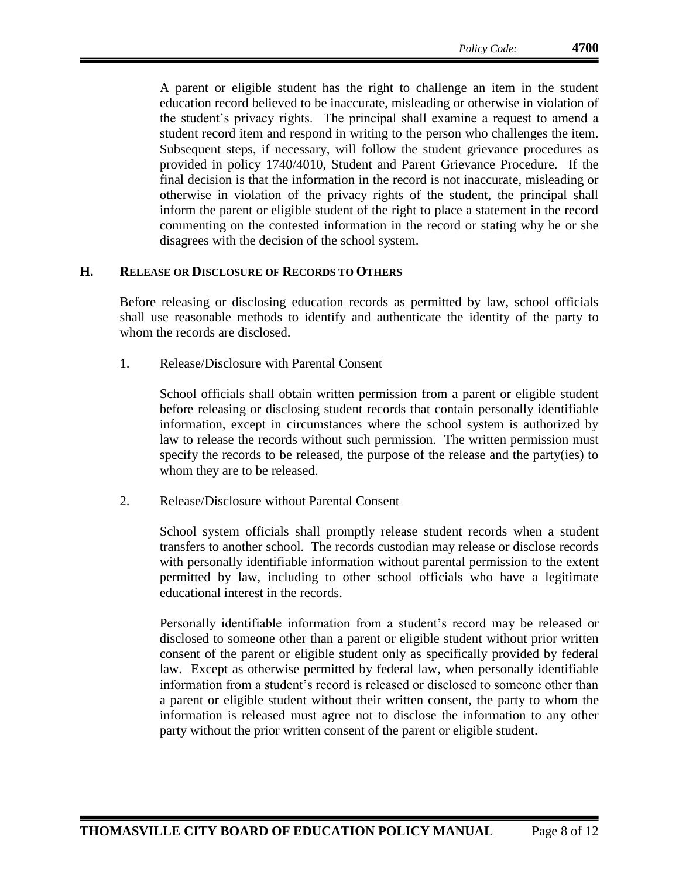A parent or eligible student has the right to challenge an item in the student education record believed to be inaccurate, misleading or otherwise in violation of the student's privacy rights. The principal shall examine a request to amend a student record item and respond in writing to the person who challenges the item. Subsequent steps, if necessary, will follow the student grievance procedures as provided in policy 1740/4010, Student and Parent Grievance Procedure. If the final decision is that the information in the record is not inaccurate, misleading or otherwise in violation of the privacy rights of the student, the principal shall inform the parent or eligible student of the right to place a statement in the record commenting on the contested information in the record or stating why he or she disagrees with the decision of the school system.

## H. Release or Disclosure of Records to Others

Before releasing or disclosing education records as permitted by law, school officials shall use reasonable methods to identify and authenticate the identity of the party to whom the records are disclosed.

### 1. Release/Disclosure with Parental Consent

School officials shall obtain written permission from a parent or eligible student before releasing or disclosing student records that contain personally identifiable information, except in circumstances where the school system is authorized by law to release the records without such permission. The written permission must specify the records to be released, the purpose of the release and the party(ies) to whom they are to be released.

### 2. Release/Disclosure without Parental Consent

School system officials shall promptly release student records when a student transfers to another school. The records custodian may release or disclose records with personally identifiable information without parental permission to the extent permitted by law, including to other school officials who have a legitimate educational interest in the records.

Personally identifiable information from a student's record may be released or disclosed to someone other than a parent or eligible student without prior written consent of the parent or eligible student only as specifically provided by federal law. Except as otherwise permitted by federal law, when personally identifiable information from a student's record is released or disclosed to someone other than a parent or eligible student without their written consent, the party to whom the information is released must agree not to disclose the information to any other party without the prior written consent of the parent or eligible student.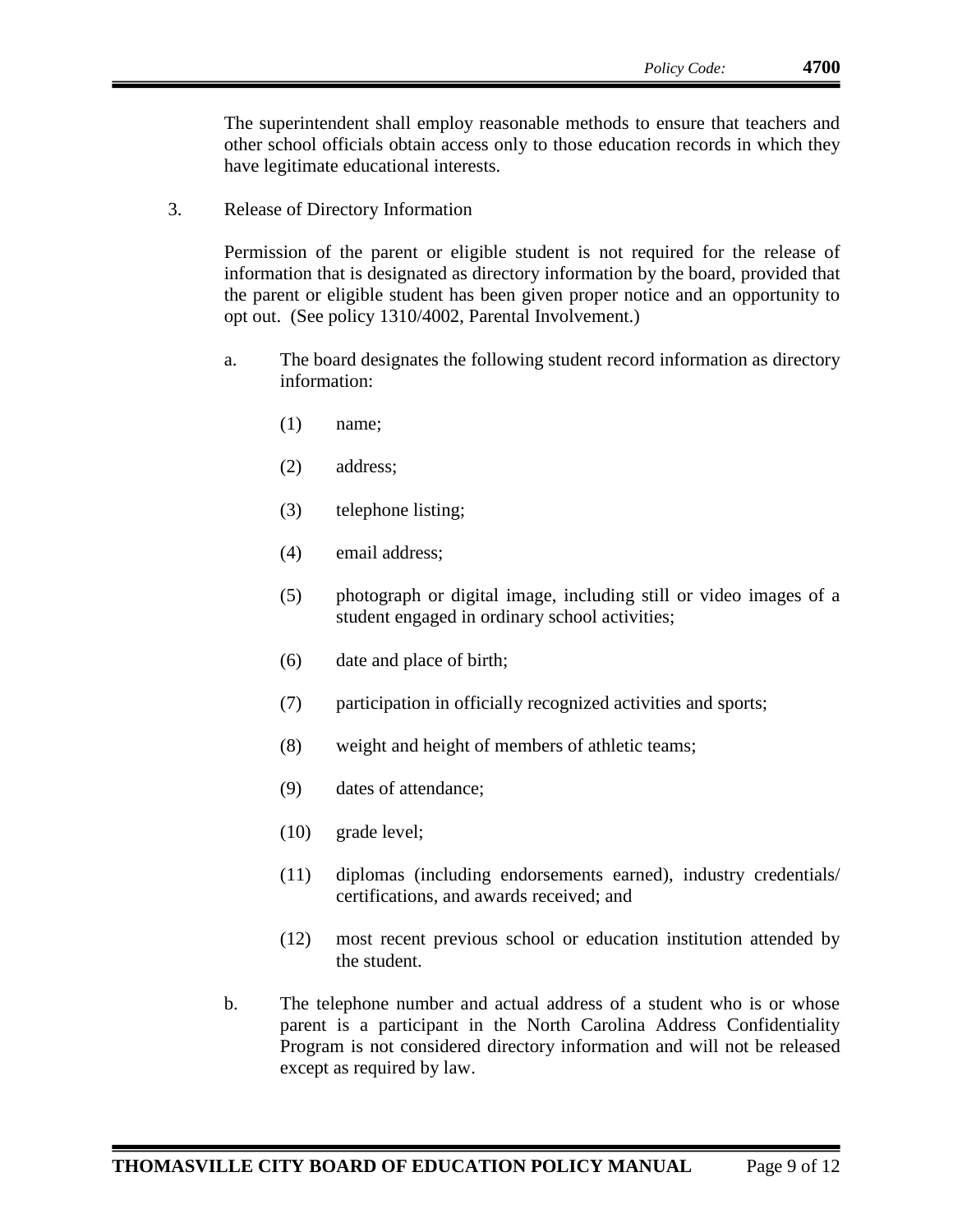The superintendent shall employ reasonable methods to ensure that teachers and other school officials obtain access only to those education records in which they have legitimate educational interests.

3. Release of Directory Information

   Permission of the parent or eligible student is not required for the release of information that is designated as directory information by the board, provided that the parent or eligible student has been given proper notice and an opportunity to opt out. (See policy 1310/4002, Parental Involvement.)

   a. The board designates the following student record information as directory information:

      (1) name;

      (2) address;

      (3) telephone listing;

      (4) email address;

      (5) photograph or digital image, including still or video images of a student engaged in ordinary school activities;

      (6) date and place of birth;

      (7) participation in officially recognized activities and sports;

      (8) weight and height of members of athletic teams;

      (9) dates of attendance;

      (10) grade level;

      (11) diplomas (including endorsements earned), industry credentials/ certifications, and awards received; and

      (12) most recent previous school or education institution attended by the student.

   b. The telephone number and actual address of a student who is or whose parent is a participant in the North Carolina Address Confidentiality Program is not considered directory information and will not be released except as required by law.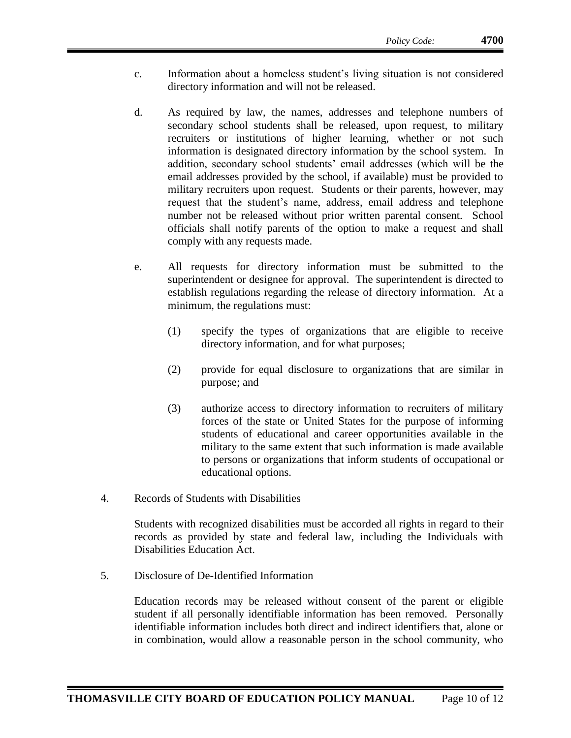c. Information about a homeless student's living situation is not considered directory information and will not be released.

d. As required by law, the names, addresses and telephone numbers of secondary school students shall be released, upon request, to military recruiters or institutions of higher learning, whether or not such information is designated directory information by the school system. In addition, secondary school students' email addresses (which will be the email addresses provided by the school, if available) must be provided to military recruiters upon request. Students or their parents, however, may request that the student's name, address, email address and telephone number not be released without prior written parental consent. School officials shall notify parents of the option to make a request and shall comply with any requests made.

e. All requests for directory information must be submitted to the superintendent or designee for approval. The superintendent is directed to establish regulations regarding the release of directory information. At a minimum, the regulations must:

   (1) specify the types of organizations that are eligible to receive directory information, and for what purposes;

   (2) provide for equal disclosure to organizations that are similar in purpose; and

   (3) authorize access to directory information to recruiters of military forces of the state or United States for the purpose of informing students of educational and career opportunities available in the military to the same extent that such information is made available to persons or organizations that inform students of occupational or educational options.

4. Records of Students with Disabilities

Students with recognized disabilities must be accorded all rights in regard to their records as provided by state and federal law, including the Individuals with Disabilities Education Act.

5. Disclosure of De-Identified Information

Education records may be released without consent of the parent or eligible student if all personally identifiable information has been removed. Personally identifiable information includes both direct and indirect identifiers that, alone or in combination, would allow a reasonable person in the school community, who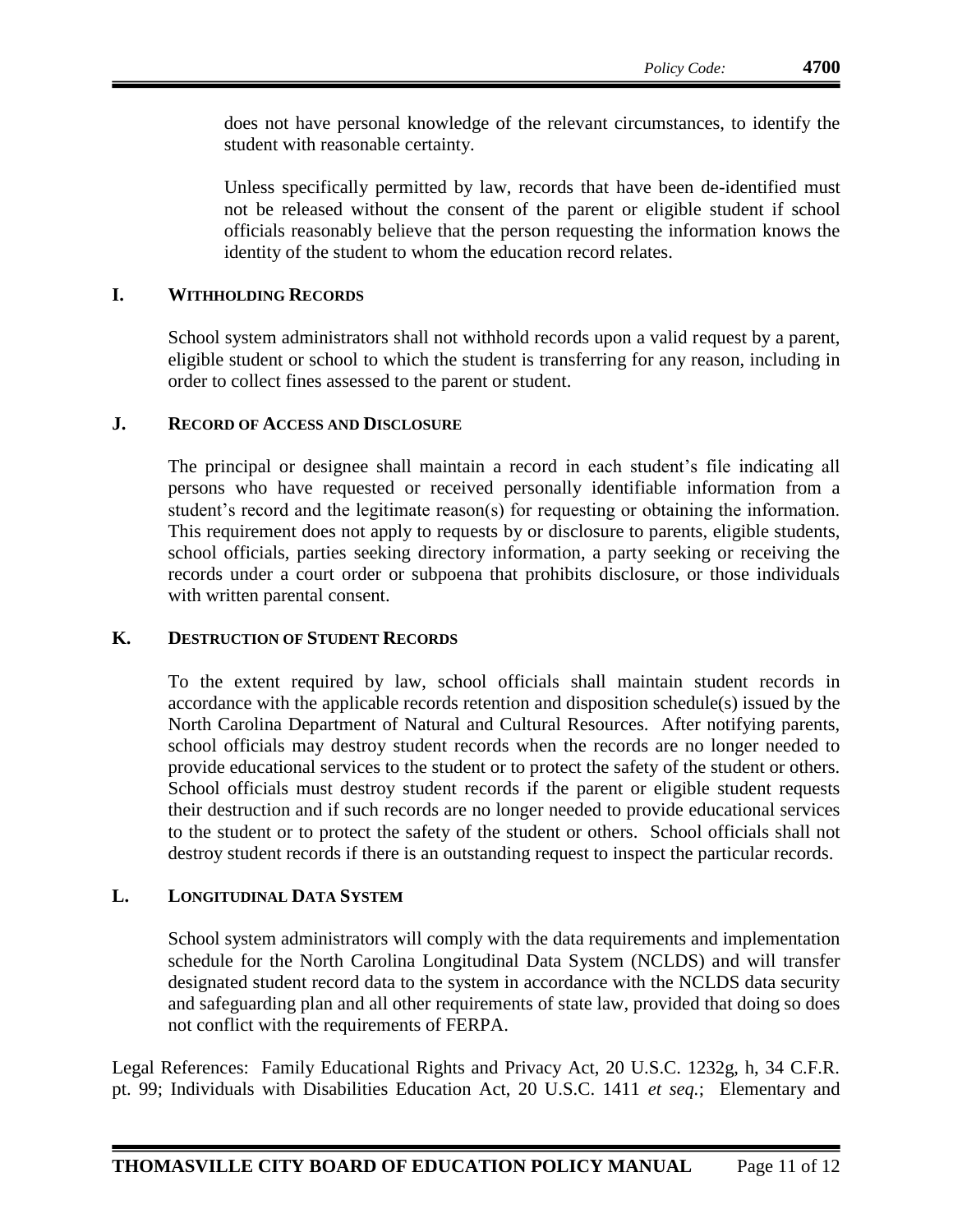does not have personal knowledge of the relevant circumstances, to identify the student with reasonable certainty.

Unless specifically permitted by law, records that have been de-identified must not be released without the consent of the parent or eligible student if school officials reasonably believe that the person requesting the information knows the identity of the student to whom the education record relates.

## I. WITHHOLDING RECORDS

School system administrators shall not withhold records upon a valid request by a parent, eligible student or school to which the student is transferring for any reason, including in order to collect fines assessed to the parent or student.

## J. RECORD OF ACCESS AND DISCLOSURE

The principal or designee shall maintain a record in each student's file indicating all persons who have requested or received personally identifiable information from a student's record and the legitimate reason(s) for requesting or obtaining the information. This requirement does not apply to requests by or disclosure to parents, eligible students, school officials, parties seeking directory information, a party seeking or receiving the records under a court order or subpoena that prohibits disclosure, or those individuals with written parental consent.

## K. DESTRUCTION OF STUDENT RECORDS

To the extent required by law, school officials shall maintain student records in accordance with the applicable records retention and disposition schedule(s) issued by the North Carolina Department of Natural and Cultural Resources. After notifying parents, school officials may destroy student records when the records are no longer needed to provide educational services to the student or to protect the safety of the student or others. School officials must destroy student records if the parent or eligible student requests their destruction and if such records are no longer needed to provide educational services to the student or to protect the safety of the student or others. School officials shall not destroy student records if there is an outstanding request to inspect the particular records.

## L. LONGITUDINAL DATA SYSTEM

School system administrators will comply with the data requirements and implementation schedule for the North Carolina Longitudinal Data System (NCLDS) and will transfer designated student record data to the system in accordance with the NCLDS data security and safeguarding plan and all other requirements of state law, provided that doing so does not conflict with the requirements of FERPA.

Legal References: Family Educational Rights and Privacy Act, 20 U.S.C. 1232g, h, 34 C.F.R. pt. 99; Individuals with Disabilities Education Act, 20 U.S.C. 1411 *et seq.*; Elementary and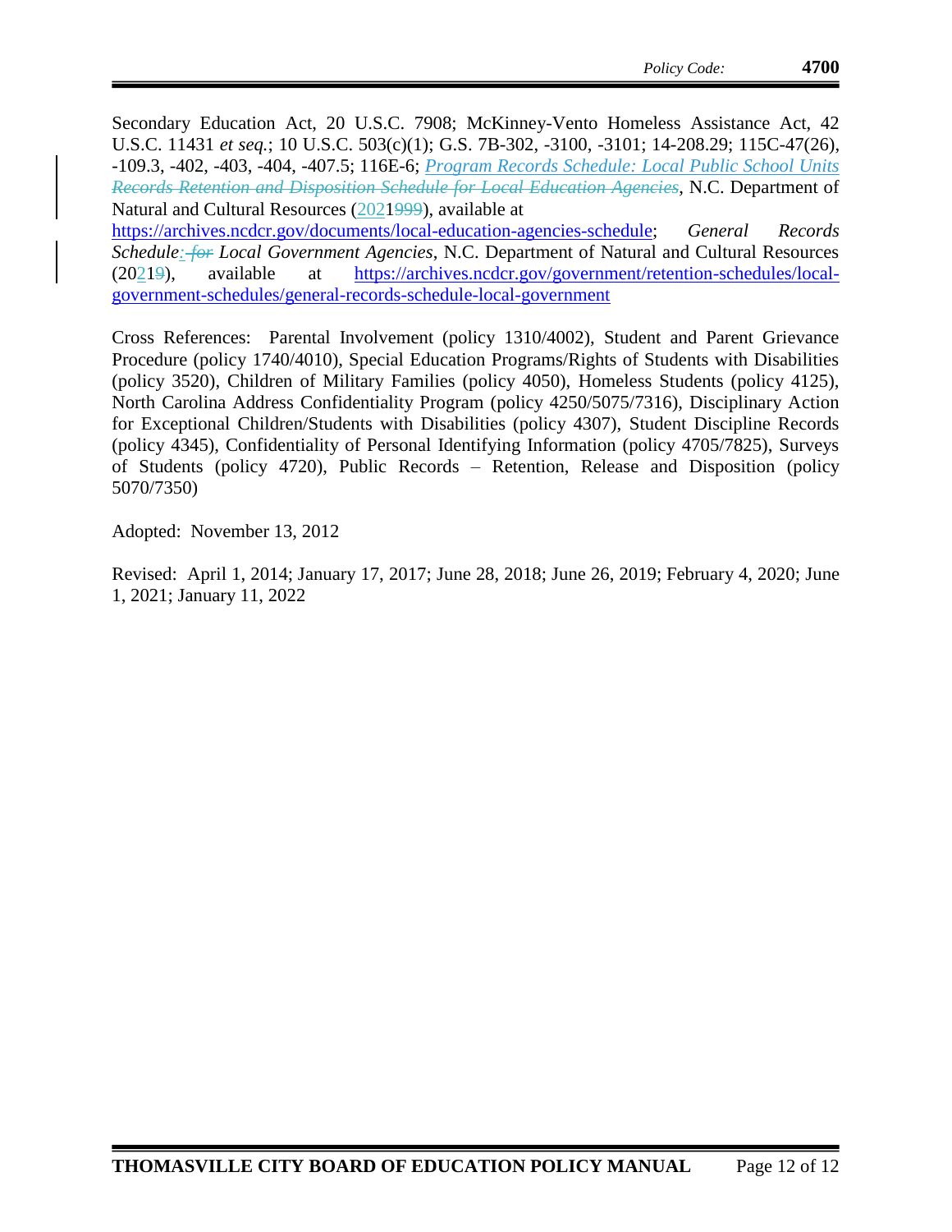Secondary Education Act, 20 U.S.C. 7908; McKinney-Vento Homeless Assistance Act, 42 U.S.C. 11431 *et seq.*; 10 U.S.C. 503(c)(1); G.S. 7B-302, -3100, -3101; 14-208.29; 115C-47(26), -109.3, -402, -403, -404, -407.5; 116E-6; *Program Records Schedule: Local Public School Units* ~~*Records Retention and Disposition Schedule for Local Education Agencies*~~, N.C. Department of Natural and Cultural Resources (2021~~999~~), available at https://archives.ncdcr.gov/documents/local-education-agencies-schedule; *General Records Schedule: ~~for~~ Local Government Agencies*, N.C. Department of Natural and Cultural Resources (2021~~9~~), available at https://archives.ncdcr.gov/government/retention-schedules/local-government-schedules/general-records-schedule-local-government

Cross References: Parental Involvement (policy 1310/4002), Student and Parent Grievance Procedure (policy 1740/4010), Special Education Programs/Rights of Students with Disabilities (policy 3520), Children of Military Families (policy 4050), Homeless Students (policy 4125), North Carolina Address Confidentiality Program (policy 4250/5075/7316), Disciplinary Action for Exceptional Children/Students with Disabilities (policy 4307), Student Discipline Records (policy 4345), Confidentiality of Personal Identifying Information (policy 4705/7825), Surveys of Students (policy 4720), Public Records – Retention, Release and Disposition (policy 5070/7350)

Adopted: November 13, 2012

Revised: April 1, 2014; January 17, 2017; June 28, 2018; June 26, 2019; February 4, 2020; June 1, 2021; January 11, 2022